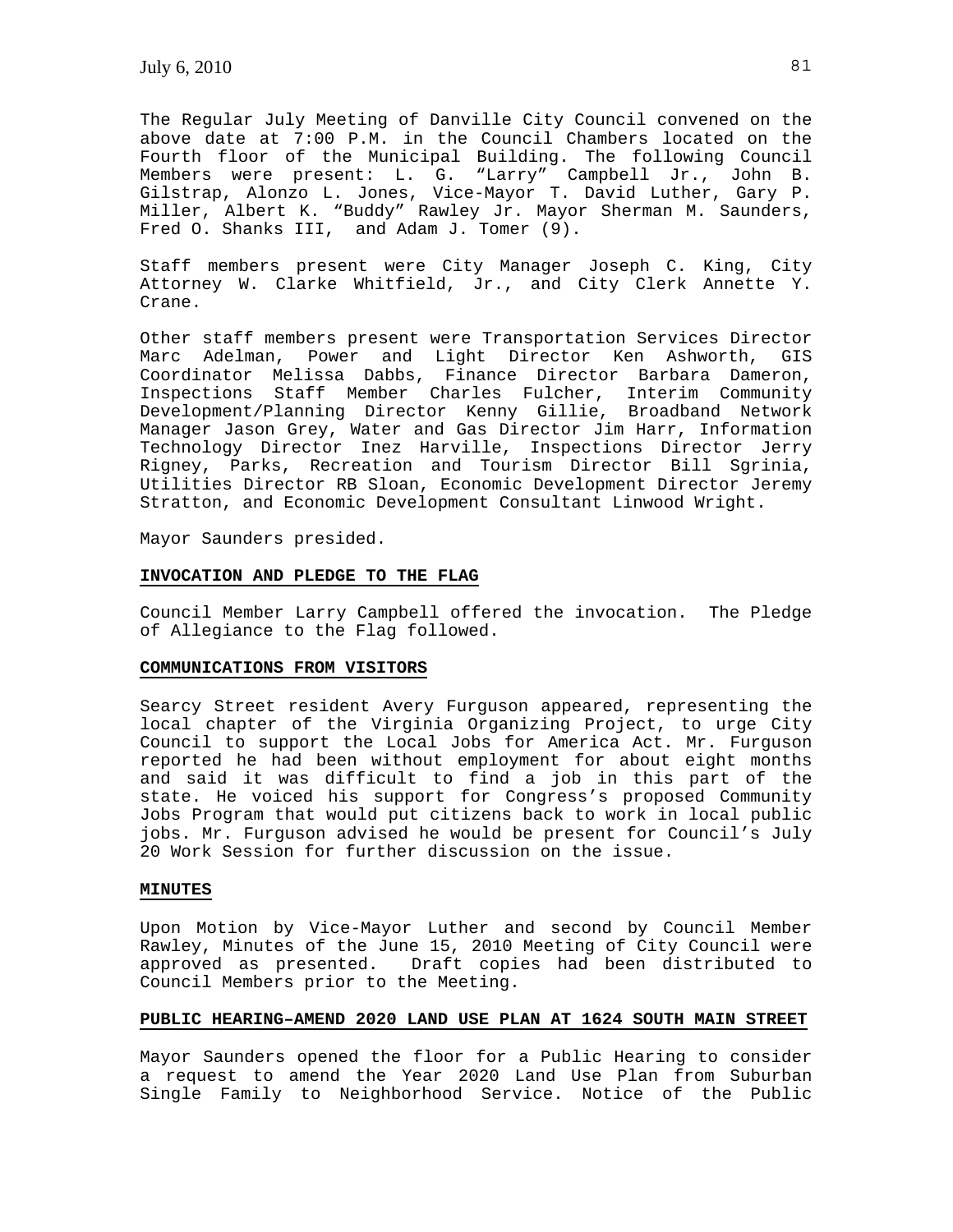The Regular July Meeting of Danville City Council convened on the above date at 7:00 P.M. in the Council Chambers located on the Fourth floor of the Municipal Building. The following Council Members were present: L. G. "Larry" Campbell Jr., John B. Gilstrap, Alonzo L. Jones, Vice-Mayor T. David Luther, Gary P. Miller, Albert K. "Buddy" Rawley Jr. Mayor Sherman M. Saunders, Fred O. Shanks III, and Adam J. Tomer (9).

Staff members present were City Manager Joseph C. King, City Attorney W. Clarke Whitfield, Jr., and City Clerk Annette Y. Crane.

Other staff members present were Transportation Services Director Marc Adelman, Power and Light Director Ken Ashworth, GIS Coordinator Melissa Dabbs, Finance Director Barbara Dameron, Inspections Staff Member Charles Fulcher, Interim Community Development/Planning Director Kenny Gillie, Broadband Network Manager Jason Grey, Water and Gas Director Jim Harr, Information Technology Director Inez Harville, Inspections Director Jerry Rigney, Parks, Recreation and Tourism Director Bill Sgrinia, Utilities Director RB Sloan, Economic Development Director Jeremy Stratton, and Economic Development Consultant Linwood Wright.

Mayor Saunders presided.

**INVOCATION AND PLEDGE TO THE FLAG**

Council Member Larry Campbell offered the invocation. The Pledge of Allegiance to the Flag followed.

**COMMUNICATIONS FROM VISITORS**

Searcy Street resident Avery Furguson appeared, representing the local chapter of the Virginia Organizing Project, to urge City Council to support the Local Jobs for America Act. Mr. Furguson reported he had been without employment for about eight months and said it was difficult to find a job in this part of the state. He voiced his support for Congress's proposed Community Jobs Program that would put citizens back to work in local public jobs. Mr. Furguson advised he would be present for Council's July 20 Work Session for further discussion on the issue.

**MINUTES**

Upon Motion by Vice-Mayor Luther and second by Council Member Rawley, Minutes of the June 15, 2010 Meeting of City Council were approved as presented. Draft copies had been distributed to Council Members prior to the Meeting.

**PUBLIC HEARING–AMEND 2020 LAND USE PLAN AT 1624 SOUTH MAIN STREET**

Mayor Saunders opened the floor for a Public Hearing to consider a request to amend the Year 2020 Land Use Plan from Suburban Single Family to Neighborhood Service. Notice of the Public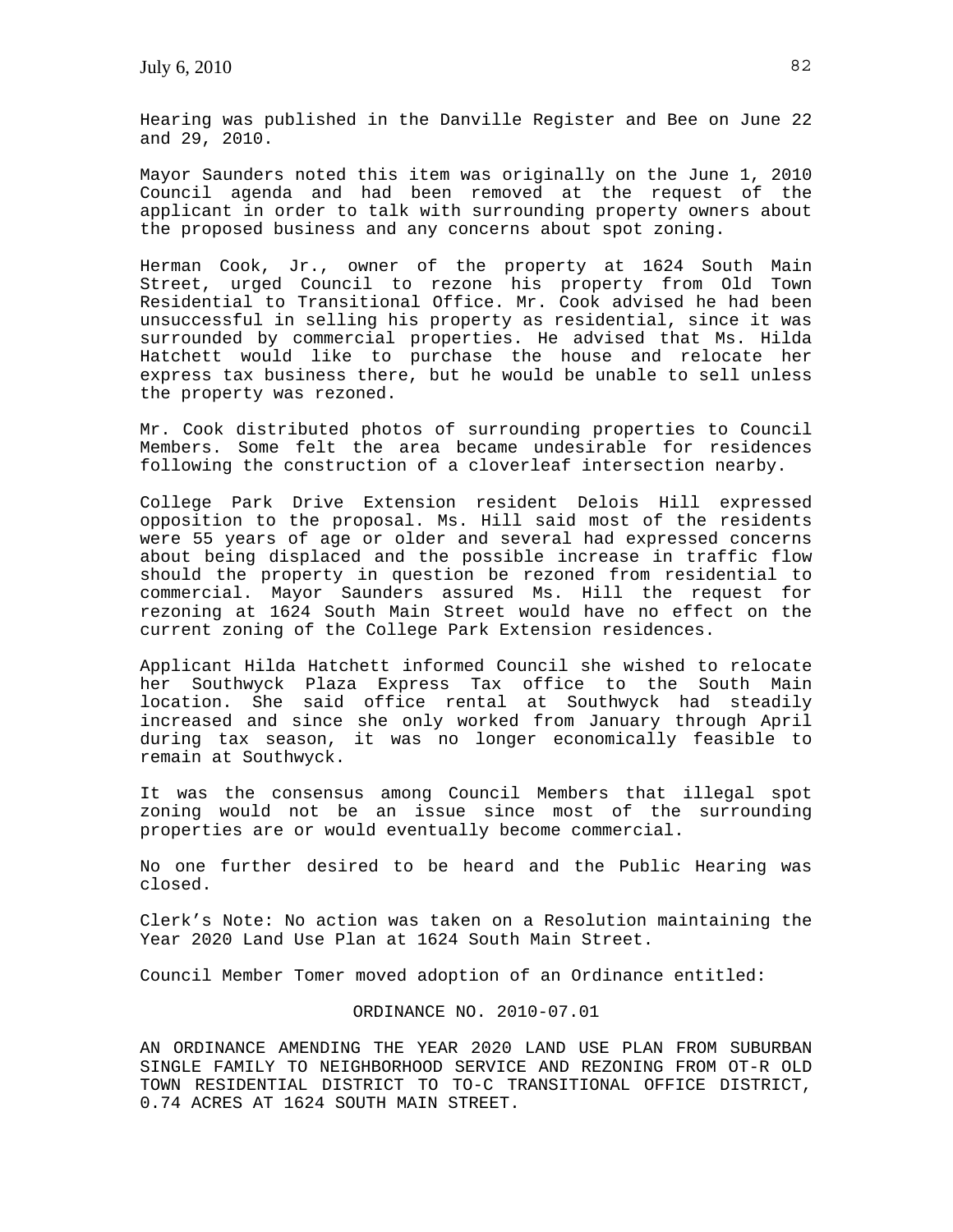Hearing was published in the Danville Register and Bee on June 22 and 29, 2010.

Mayor Saunders noted this item was originally on the June 1, 2010 Council agenda and had been removed at the request of the applicant in order to talk with surrounding property owners about the proposed business and any concerns about spot zoning.

Herman Cook, Jr., owner of the property at 1624 South Main Street, urged Council to rezone his property from Old Town Residential to Transitional Office. Mr. Cook advised he had been unsuccessful in selling his property as residential, since it was surrounded by commercial properties. He advised that Ms. Hilda Hatchett would like to purchase the house and relocate her express tax business there, but he would be unable to sell unless the property was rezoned.

Mr. Cook distributed photos of surrounding properties to Council Members. Some felt the area became undesirable for residences following the construction of a cloverleaf intersection nearby.

College Park Drive Extension resident Delois Hill expressed opposition to the proposal. Ms. Hill said most of the residents were 55 years of age or older and several had expressed concerns about being displaced and the possible increase in traffic flow should the property in question be rezoned from residential to commercial. Mayor Saunders assured Ms. Hill the request for rezoning at 1624 South Main Street would have no effect on the current zoning of the College Park Extension residences.

Applicant Hilda Hatchett informed Council she wished to relocate her Southwyck Plaza Express Tax office to the South Main location. She said office rental at Southwyck had steadily increased and since she only worked from January through April during tax season, it was no longer economically feasible to remain at Southwyck.

It was the consensus among Council Members that illegal spot zoning would not be an issue since most of the surrounding properties are or would eventually become commercial.

No one further desired to be heard and the Public Hearing was closed.

Clerk's Note: No action was taken on a Resolution maintaining the Year 2020 Land Use Plan at 1624 South Main Street.

Council Member Tomer moved adoption of an Ordinance entitled:

ORDINANCE NO. 2010-07.01

AN ORDINANCE AMENDING THE YEAR 2020 LAND USE PLAN FROM SUBURBAN SINGLE FAMILY TO NEIGHBORHOOD SERVICE AND REZONING FROM OT-R OLD TOWN RESIDENTIAL DISTRICT TO TO-C TRANSITIONAL OFFICE DISTRICT, 0.74 ACRES AT 1624 SOUTH MAIN STREET.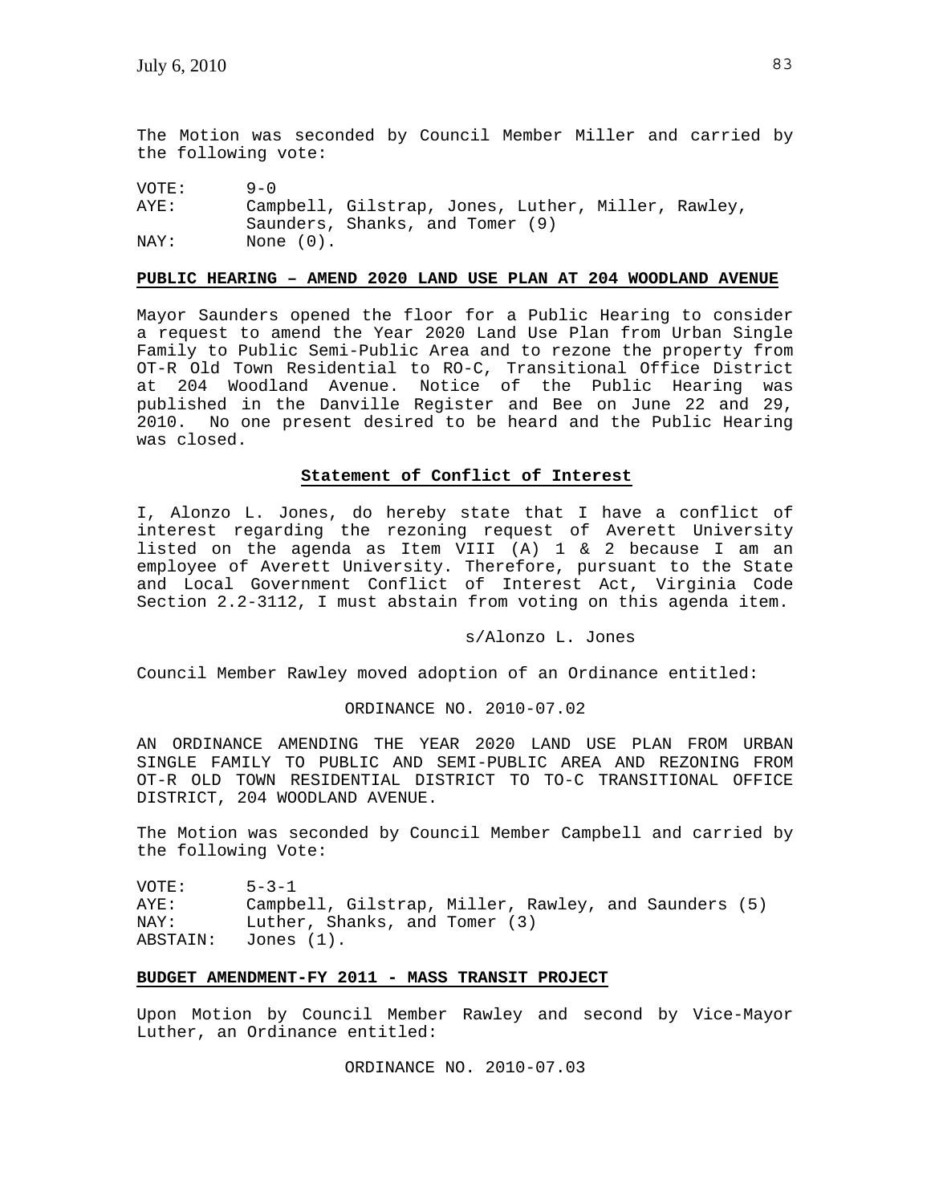The Motion was seconded by Council Member Miller and carried by the following vote:

| | |
|---|---|
| VOTE: | 9-0 |
| AYE: | Campbell, Gilstrap, Jones, Luther, Miller, Rawley, Saunders, Shanks, and Tomer (9) |
| NAY: | None (0). |

**PUBLIC HEARING – AMEND 2020 LAND USE PLAN AT 204 WOODLAND AVENUE**

Mayor Saunders opened the floor for a Public Hearing to consider a request to amend the Year 2020 Land Use Plan from Urban Single Family to Public Semi-Public Area and to rezone the property from OT-R Old Town Residential to RO-C, Transitional Office District at 204 Woodland Avenue. Notice of the Public Hearing was published in the Danville Register and Bee on June 22 and 29, 2010. No one present desired to be heard and the Public Hearing was closed.

**Statement of Conflict of Interest**

I, Alonzo L. Jones, do hereby state that I have a conflict of interest regarding the rezoning request of Averett University listed on the agenda as Item VIII (A) 1 & 2 because I am an employee of Averett University. Therefore, pursuant to the State and Local Government Conflict of Interest Act, Virginia Code Section 2.2-3112, I must abstain from voting on this agenda item.

s/Alonzo L. Jones

Council Member Rawley moved adoption of an Ordinance entitled:

ORDINANCE NO. 2010-07.02

AN ORDINANCE AMENDING THE YEAR 2020 LAND USE PLAN FROM URBAN SINGLE FAMILY TO PUBLIC AND SEMI-PUBLIC AREA AND REZONING FROM OT-R OLD TOWN RESIDENTIAL DISTRICT TO TO-C TRANSITIONAL OFFICE DISTRICT, 204 WOODLAND AVENUE.

The Motion was seconded by Council Member Campbell and carried by the following Vote:

| | |
|---|---|
| VOTE: | 5-3-1 |
| AYE: | Campbell, Gilstrap, Miller, Rawley, and Saunders (5) |
| NAY: | Luther, Shanks, and Tomer (3) |
| ABSTAIN: | Jones (1). |

**BUDGET AMENDMENT-FY 2011 - MASS TRANSIT PROJECT**

Upon Motion by Council Member Rawley and second by Vice-Mayor Luther, an Ordinance entitled:

ORDINANCE NO. 2010-07.03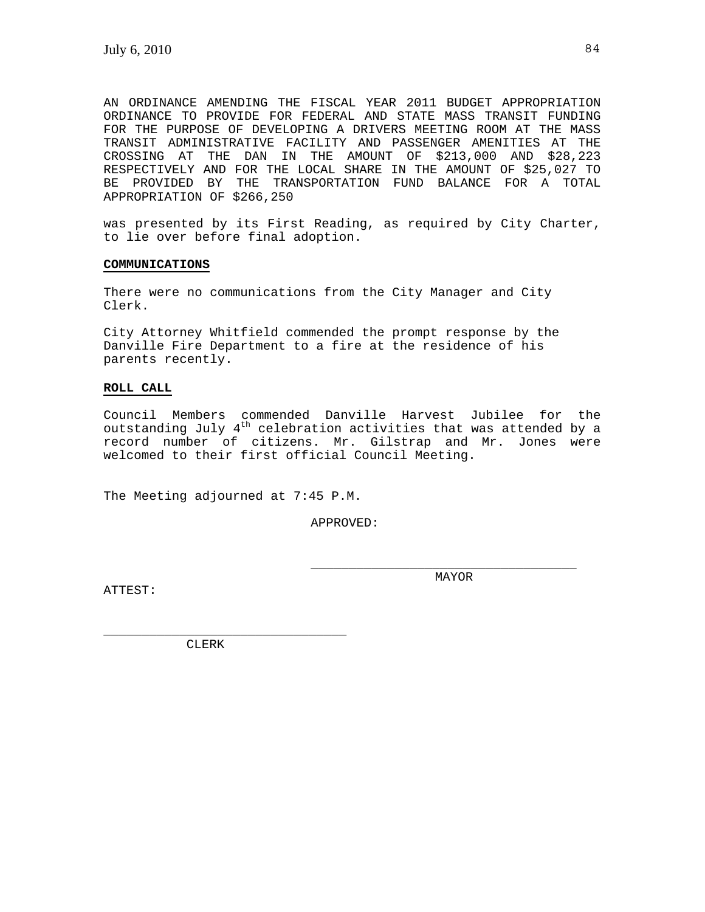AN ORDINANCE AMENDING THE FISCAL YEAR 2011 BUDGET APPROPRIATION ORDINANCE TO PROVIDE FOR FEDERAL AND STATE MASS TRANSIT FUNDING FOR THE PURPOSE OF DEVELOPING A DRIVERS MEETING ROOM AT THE MASS TRANSIT ADMINISTRATIVE FACILITY AND PASSENGER AMENITIES AT THE CROSSING AT THE DAN IN THE AMOUNT OF $213,000 AND $28,223 RESPECTIVELY AND FOR THE LOCAL SHARE IN THE AMOUNT OF $25,027 TO BE PROVIDED BY THE TRANSPORTATION FUND BALANCE FOR A TOTAL APPROPRIATION OF $266,250

was presented by its First Reading, as required by City Charter, to lie over before final adoption.

**COMMUNICATIONS**

There were no communications from the City Manager and City Clerk.

City Attorney Whitfield commended the prompt response by the Danville Fire Department to a fire at the residence of his parents recently.

**ROLL CALL**

Council Members commended Danville Harvest Jubilee for the outstanding July 4th celebration activities that was attended by a record number of citizens. Mr. Gilstrap and Mr. Jones were welcomed to their first official Council Meeting.

The Meeting adjourned at 7:45 P.M.

APPROVED:

\_\_\_\_\_\_\_\_\_\_\_\_\_\_\_\_\_\_\_\_\_\_\_\_\_\_\_\_\_\_\_\_\_\_\_
MAYOR

ATTEST:

\_\_\_\_\_\_\_\_\_\_\_\_\_\_\_\_\_\_\_\_\_\_\_\_\_\_\_\_\_\_\_\_
CLERK